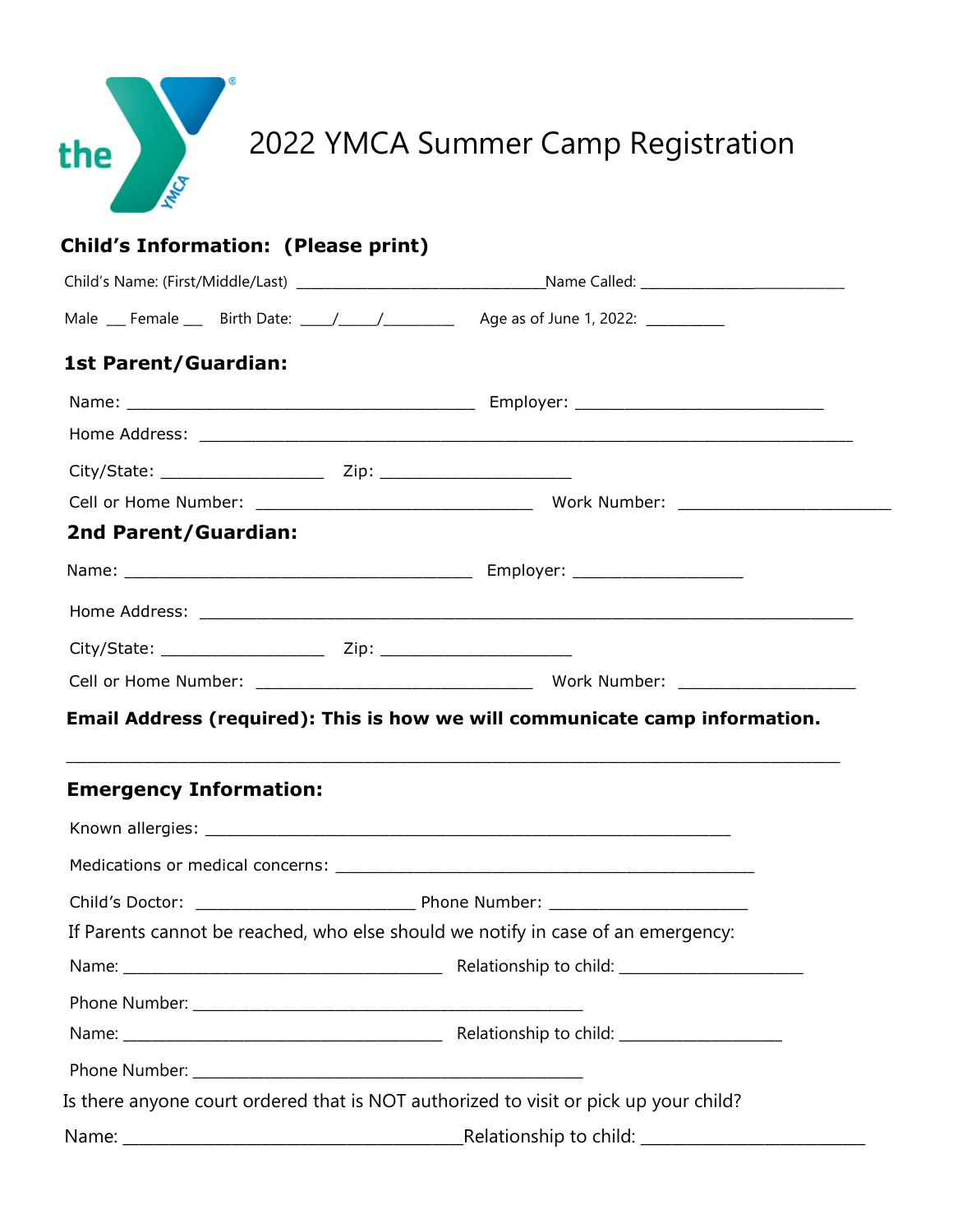# 2022 YMCA Summer Camp Registration

## Child's Information: (Please print)

Child's Name: (First/Middle/Last) ________________________________Name Called: ___________________________

Male ___ Female ___ Birth Date: ____/_____/_________ Age as of June 1, 2022: __________

## 1st Parent/Guardian:

Name: ________________________________________ Employer: ____________________________

Home Address: ___________________________________________________________________________

City/State: __________________ Zip: _____________________

Cell or Home Number: ______________________________ Work Number: ________________________

## 2nd Parent/Guardian:

Name: ________________________________________ Employer: ___________________

Home Address: ___________________________________________________________________________

City/State: __________________ Zip: _____________________

Cell or Home Number: ______________________________ Work Number: ___________________

**Email Address (required): This is how we will communicate camp information.**

_____________________________________________________________________________________

## Emergency Information:

Known allergies: ___________________________________________________________

Medications or medical concerns: ______________________________________________

Child's Doctor: _________________________ Phone Number: ______________________

If Parents cannot be reached, who else should we notify in case of an emergency:

Name: _____________________________________ Relationship to child: _____________________

Phone Number: _____________________________________________

Name: _____________________________________ Relationship to child: ___________________

Phone Number: _____________________________________________

Is there anyone court ordered that is NOT authorized to visit or pick up your child?

Name: ______________________________________Relationship to child: _________________________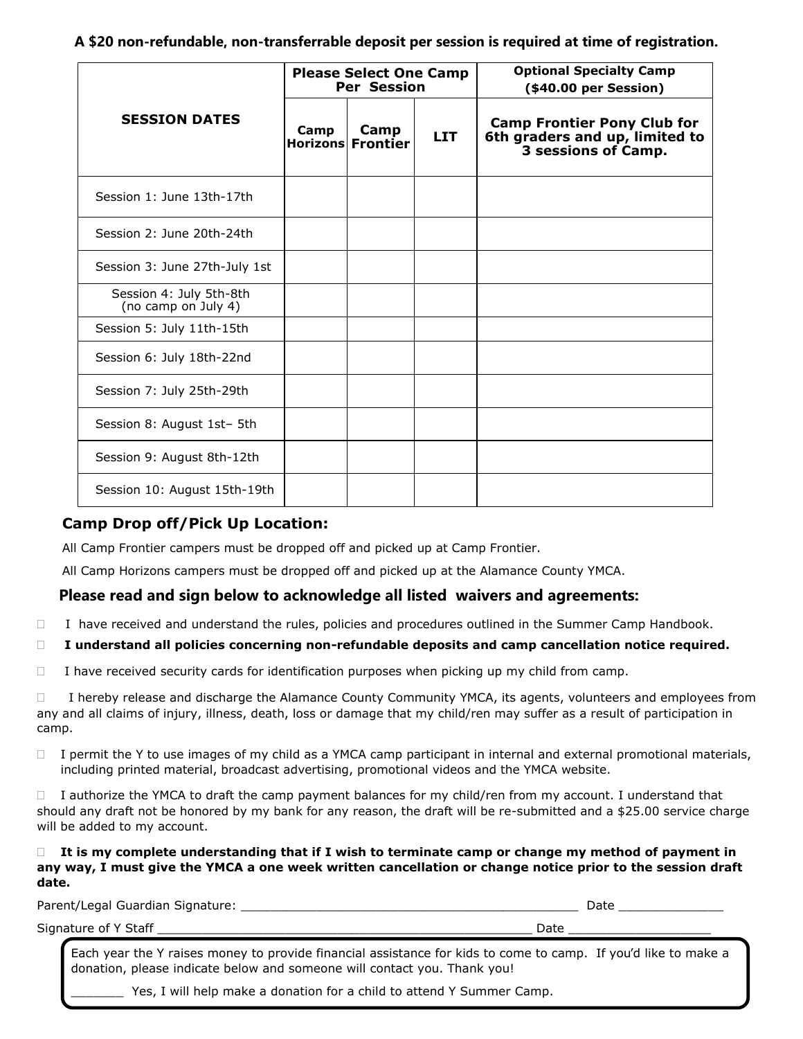**A $20 non-refundable, non-transferrable deposit per session is required at time of registration.**

| SESSION DATES | Please Select One Camp Per Session | | | Optional Specialty Camp ($40.00 per Session) |
|---|---|---|---|---|
| | Camp Horizons | Camp Frontier | LIT | Camp Frontier Pony Club for 6th graders and up, limited to 3 sessions of Camp. |
| Session 1: June 13th-17th | | | | |
| Session 2: June 20th-24th | | | | |
| Session 3: June 27th-July 1st | | | | |
| Session 4: July 5th-8th (no camp on July 4) | | | | |
| Session 5: July 11th-15th | | | | |
| Session 6: July 18th-22nd | | | | |
| Session 7: July 25th-29th | | | | |
| Session 8: August 1st– 5th | | | | |
| Session 9: August 8th-12th | | | | |
| Session 10: August 15th-19th | | | | |

### Camp Drop off/Pick Up Location:

All Camp Frontier campers must be dropped off and picked up at Camp Frontier.

All Camp Horizons campers must be dropped off and picked up at the Alamance County YMCA.

### Please read and sign below to acknowledge all listed waivers and agreements:

☐ I have received and understand the rules, policies and procedures outlined in the Summer Camp Handbook.

☐ **I understand all policies concerning non-refundable deposits and camp cancellation notice required.**

☐ I have received security cards for identification purposes when picking up my child from camp.

☐ I hereby release and discharge the Alamance County Community YMCA, its agents, volunteers and employees from any and all claims of injury, illness, death, loss or damage that my child/ren may suffer as a result of participation in camp.

☐ I permit the Y to use images of my child as a YMCA camp participant in internal and external promotional materials, including printed material, broadcast advertising, promotional videos and the YMCA website.

☐ I authorize the YMCA to draft the camp payment balances for my child/ren from my account. I understand that should any draft not be honored by my bank for any reason, the draft will be re-submitted and a $25.00 service charge will be added to my account.

☐ **It is my complete understanding that if I wish to terminate camp or change my method of payment in any way, I must give the YMCA a one week written cancellation or change notice prior to the session draft date.**

Parent/Legal Guardian Signature: ______________________________________________ Date ______________

Signature of Y Staff __________________________________________________ Date ___________________

Each year the Y raises money to provide financial assistance for kids to come to camp. If you'd like to make a donation, please indicate below and someone will contact you. Thank you!

_______ Yes, I will help make a donation for a child to attend Y Summer Camp.